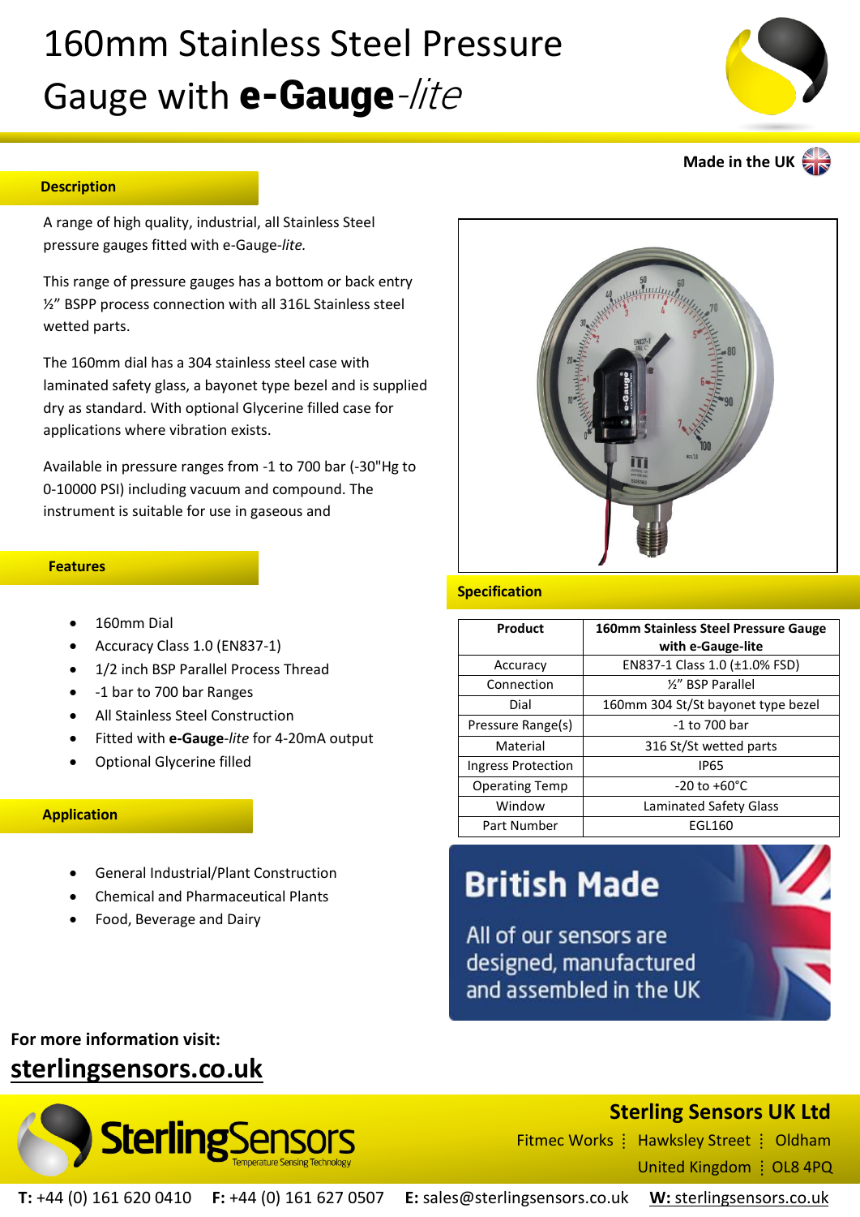# 160mm Stainless Steel Pressure Gauge with **e-Gauge**-*lite*

Made in the UK

## Description

A range of high quality, industrial, all Stainless Steel pressure gauges fitted with e-Gauge-*lite.*

This range of pressure gauges has a bottom or back entry ½" BSPP process connection with all 316L Stainless steel wetted parts.

The 160mm dial has a 304 stainless steel case with laminated safety glass, a bayonet type bezel and is supplied dry as standard. With optional Glycerine filled case for applications where vibration exists.

Available in pressure ranges from -1 to 700 bar (-30"Hg to 0-10000 PSI) including vacuum and compound. The instrument is suitable for use in gaseous and

## Features

- 160mm Dial
- Accuracy Class 1.0 (EN837-1)
- 1/2 inch BSP Parallel Process Thread
- -1 bar to 700 bar Ranges
- All Stainless Steel Construction
- Fitted with **e-Gauge**-*lite* for 4-20mA output
- Optional Glycerine filled

## Application

- General Industrial/Plant Construction
- Chemical and Pharmaceutical Plants
- Food, Beverage and Dairy

## Specification

| Product | 160mm Stainless Steel Pressure Gauge with e-Gauge-lite |
|---|---|
| Accuracy | EN837-1 Class 1.0 (±1.0% FSD) |
| Connection | ½" BSP Parallel |
| Dial | 160mm 304 St/St bayonet type bezel |
| Pressure Range(s) | -1 to 700 bar |
| Material | 316 St/St wetted parts |
| Ingress Protection | IP65 |
| Operating Temp | -20 to +60°C |
| Window | Laminated Safety Glass |
| Part Number | EGL160 |

**British Made**

All of our sensors are designed, manufactured and assembled in the UK

**For more information visit:**

**sterlingsensors.co.uk**

SterlingSensors — Temperature Sensing Technology

**Sterling Sensors UK Ltd**

Fitmec Works ⁝ Hawksley Street ⁝ Oldham

United Kingdom ⁝ OL8 4PQ

**T:** +44 (0) 161 620 0410 **F:** +44 (0) 161 627 0507 **E:** sales@sterlingsensors.co.uk **W:** sterlingsensors.co.uk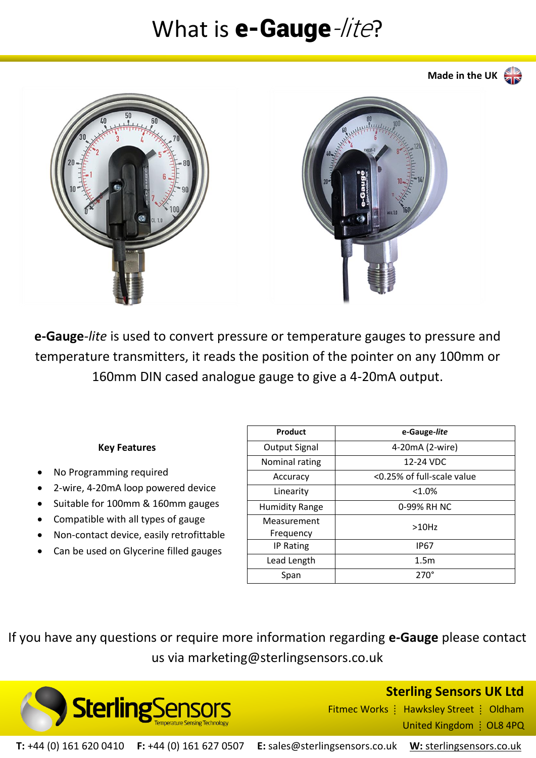# What is **e-Gauge**-*lite*?

**Made in the UK**

**e-Gauge**-*lite* is used to convert pressure or temperature gauges to pressure and temperature transmitters, it reads the position of the pointer on any 100mm or 160mm DIN cased analogue gauge to give a 4-20mA output.

**Key Features**

- No Programming required
- 2-wire, 4-20mA loop powered device
- Suitable for 100mm & 160mm gauges
- Compatible with all types of gauge
- Non-contact device, easily retrofittable
- Can be used on Glycerine filled gauges

| Product | e-Gauge-*lite* |
|---|---|
| Output Signal | 4-20mA (2-wire) |
| Nominal rating | 12-24 VDC |
| Accuracy | <0.25% of full-scale value |
| Linearity | <1.0% |
| Humidity Range | 0-99% RH NC |
| Measurement Frequency | >10Hz |
| IP Rating | IP67 |
| Lead Length | 1.5m |
| Span | 270° |

If you have any questions or require more information regarding **e-Gauge** please contact us via marketing@sterlingsensors.co.uk

**Sterling Sensors UK Ltd**
Fitmec Works ⋮ Hawksley Street ⋮ Oldham
United Kingdom ⋮ OL8 4PQ

**T:** +44 (0) 161 620 0410 **F:** +44 (0) 161 627 0507 **E:** sales@sterlingsensors.co.uk **W:** sterlingsensors.co.uk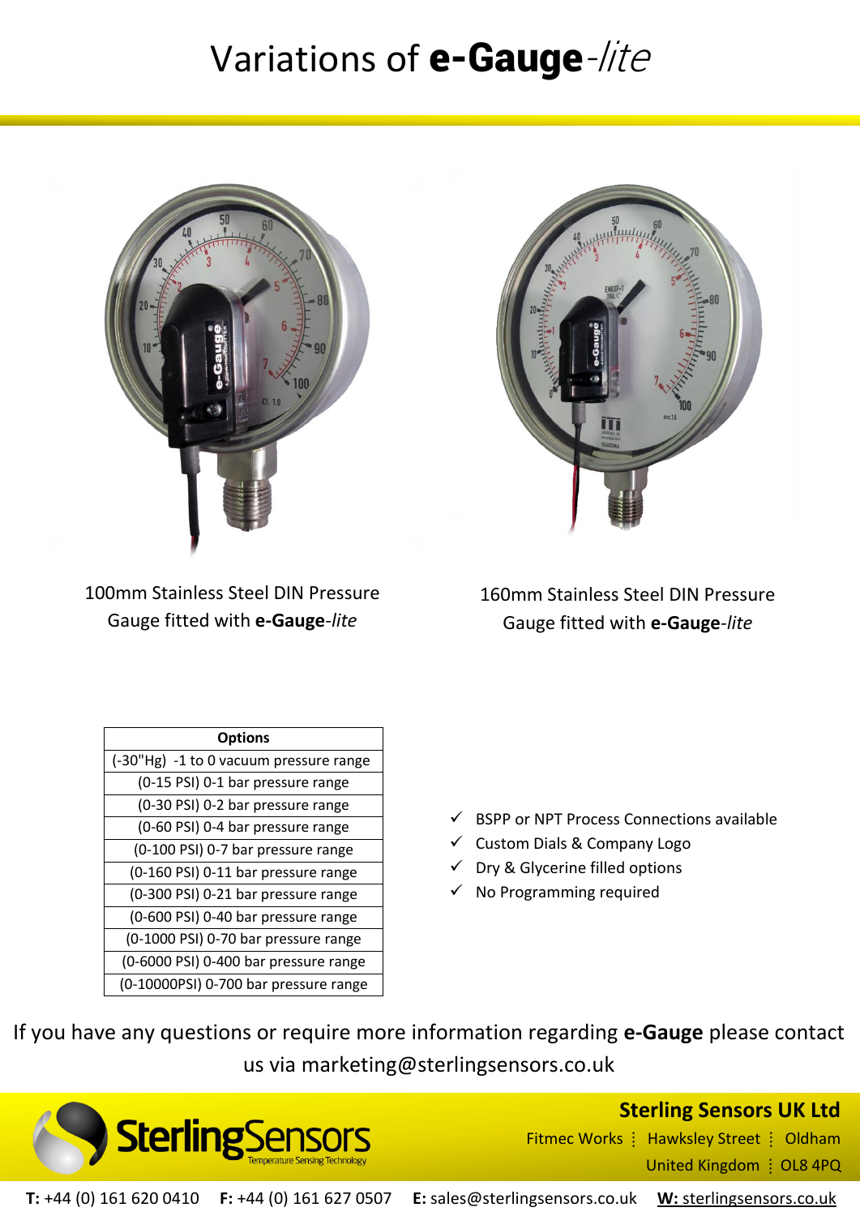# Variations of **e-Gauge**-*lite*

100mm Stainless Steel DIN Pressure Gauge fitted with **e-Gauge**-*lite*

160mm Stainless Steel DIN Pressure Gauge fitted with **e-Gauge**-*lite*

| Options |
|---|
| (-30"Hg) -1 to 0 vacuum pressure range |
| (0-15 PSI) 0-1 bar pressure range |
| (0-30 PSI) 0-2 bar pressure range |
| (0-60 PSI) 0-4 bar pressure range |
| (0-100 PSI) 0-7 bar pressure range |
| (0-160 PSI) 0-11 bar pressure range |
| (0-300 PSI) 0-21 bar pressure range |
| (0-600 PSI) 0-40 bar pressure range |
| (0-1000 PSI) 0-70 bar pressure range |
| (0-6000 PSI) 0-400 bar pressure range |
| (0-10000PSI) 0-700 bar pressure range |

- ✓ BSPP or NPT Process Connections available
- ✓ Custom Dials & Company Logo
- ✓ Dry & Glycerine filled options
- ✓ No Programming required

If you have any questions or require more information regarding **e-Gauge** please contact us via marketing@sterlingsensors.co.uk

SterlingSensors Temperature Sensing Technology

**Sterling Sensors UK Ltd**

Fitmec Works ⋮ Hawksley Street ⋮ Oldham
United Kingdom ⋮ OL8 4PQ

**T:** +44 (0) 161 620 0410 **F:** +44 (0) 161 627 0507 **E:** sales@sterlingsensors.co.uk **W:** sterlingsensors.co.uk